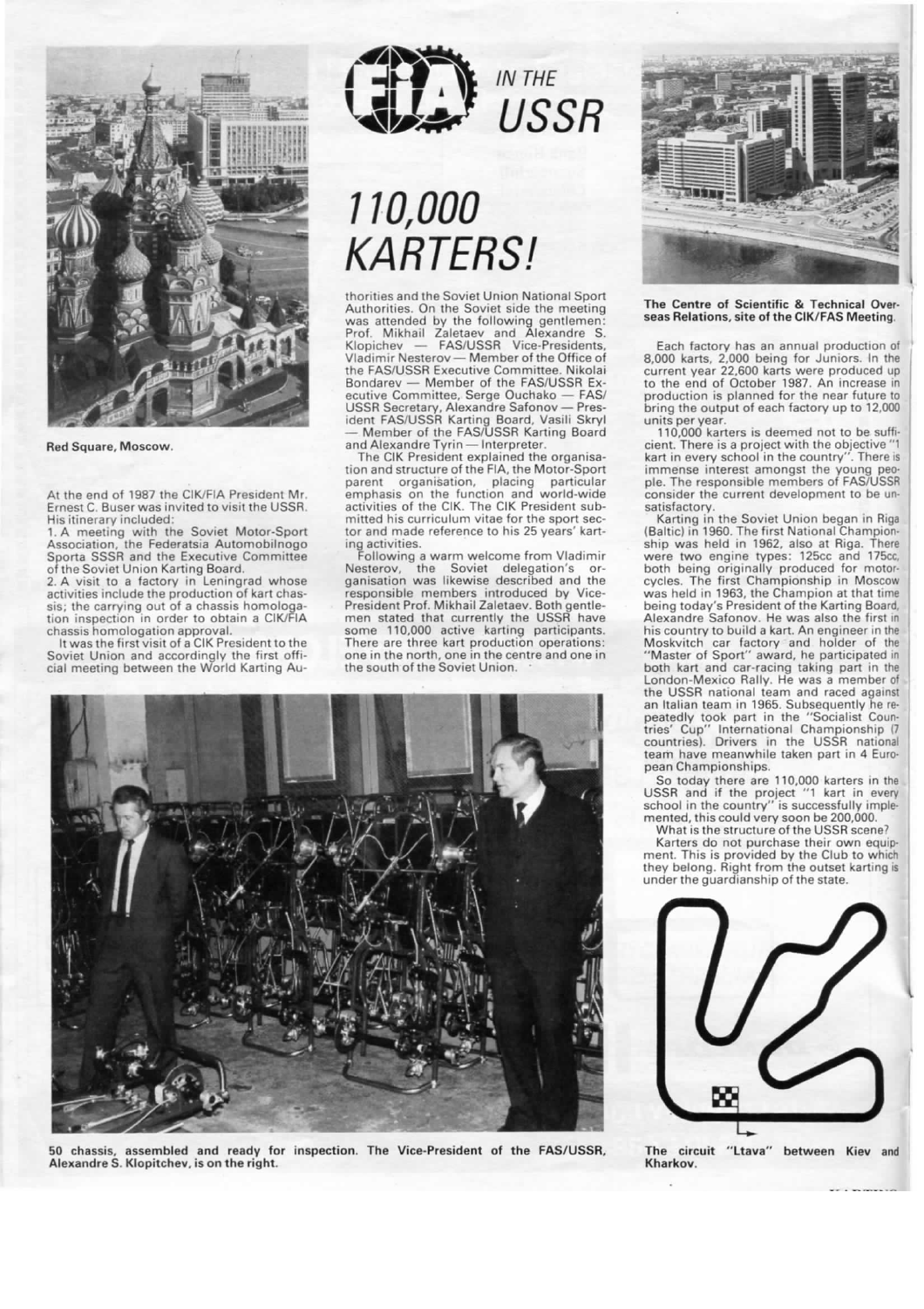# FIA IN THE USSR

# 110,000 KARTERS!

Red Square, Moscow.

At the end of 1987 the CIK/FIA President Mr. Ernest C. Buser was invited to visit the USSR. His itinerary included:

1. A meeting with the Soviet Motor-Sport Association, the Federatsia Automobilnogo Sporta SSSR and the Executive Committee of the Soviet Union Karting Board.
2. A visit to a factory in Leningrad whose activities include the production of kart chassis; the carrying out of a chassis homologation inspection in order to obtain a CIK/FIA chassis homologation approval.

It was the first visit of a CIK President to the Soviet Union and accordingly the first official meeting between the World Karting Authorities and the Soviet Union National Sport Authorities. On the Soviet side the meeting was attended by the following gentlemen: Prof. Mikhail Zaletaev and Alexandre S. Klopichev — FAS/USSR Vice-Presidents, Vladimir Nesterov — Member of the Office of the FAS/USSR Executive Committee. Nikolai Bondarev — Member of the FAS/USSR Executive Committee, Serge Ouchako — FAS/USSR Secretary, Alexandre Safonov — President FAS/USSR Karting Board, Vasili Skryl — Member of the FAS/USSR Karting Board and Alexandre Tyrin — Interpreter.

The CIK President explained the organisation and structure of the FIA, the Motor-Sport parent organisation, placing particular emphasis on the function and world-wide activities of the CIK. The CIK President submitted his curriculum vitae for the sport sector and made reference to his 25 years' karting activities.

Following a warm welcome from Vladimir Nesterov, the Soviet delegation's organisation was likewise described and the responsible members introduced by Vice-President Prof. Mikhail Zaletaev. Both gentlemen stated that currently the USSR have some 110,000 active karting participants. There are three kart production operations: one in the north, one in the centre and one in the south of the Soviet Union.

50 chassis, assembled and ready for inspection. The Vice-President of the FAS/USSR, Alexandre S. Klopitchev, is on the right.

The Centre of Scientific & Technical Overseas Relations, site of the CIK/FAS Meeting.

Each factory has an annual production of 8,000 karts, 2,000 being for Juniors. In the current year 22,600 karts were produced up to the end of October 1987. An increase in production is planned for the near future to bring the output of each factory up to 12,000 units per year.

110,000 karters is deemed not to be sufficient. There is a project with the objective "1 kart in every school in the country". There is immense interest amongst the young people. The responsible members of FAS/USSR consider the current development to be unsatisfactory.

Karting in the Soviet Union began in Riga (Baltic) in 1960. The first National Championship was held in 1962, also at Riga. There were two engine types: 125cc and 175cc, both being originally produced for motorcycles. The first Championship in Moscow was held in 1963, the Champion at that time being today's President of the Karting Board, Alexandre Safonov. He was also the first in his country to build a kart. An engineer in the Moskvitch car factory and holder of the "Master of Sport" award, he participated in both kart and car-racing taking part in the London-Mexico Rally. He was a member of the USSR national team and raced against an Italian team in 1965. Subsequently he repeatedly took part in the "Socialist Countries' Cup" International Championship (7 countries). Drivers in the USSR national team have meanwhile taken part in 4 European Championships.

So today there are 110,000 karters in the USSR and if the project "1 kart in every school in the country" is successfully implemented, this could very soon be 200,000.

What is the structure of the USSR scene?

Karters do not purchase their own equipment. This is provided by the Club to which they belong. Right from the outset karting is under the guardianship of the state.

The circuit "Ltava" between Kiev and Kharkov.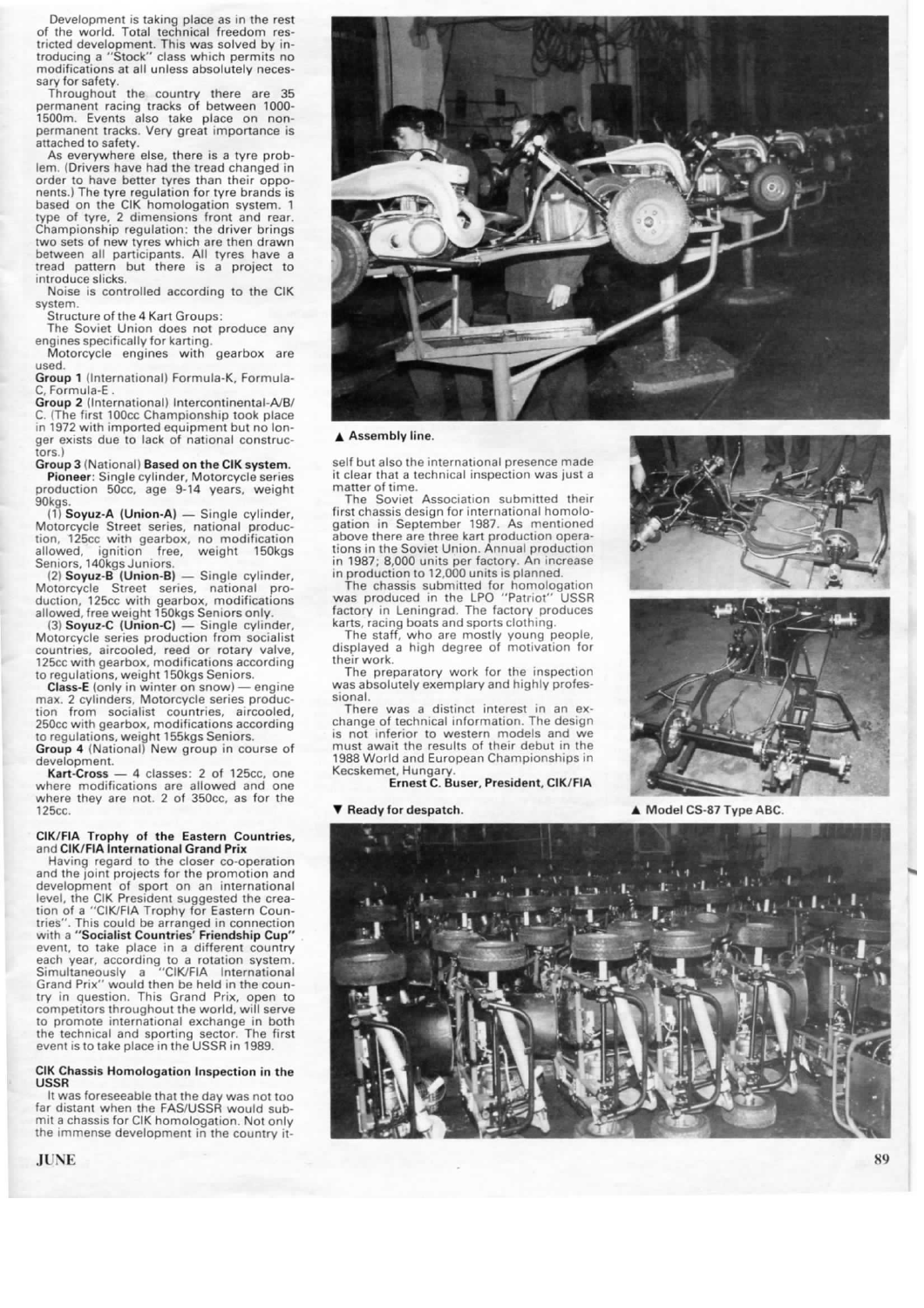Development is taking place as in the rest of the world. Total technical freedom restricted development. This was solved by introducing a "Stock" class which permits no modifications at all unless absolutely necessary for safety.

Throughout the country there are 35 permanent racing tracks of between 1000-1500m. Events also take place on non-permanent tracks. Very great importance is attached to safety.

As everywhere else, there is a tyre problem. (Drivers have had the tread changed in order to have better tyres than their opponents.) The tyre regulation for tyre brands is based on the CIK homologation system. 1 type of tyre, 2 dimensions front and rear. Championship regulation: the driver brings two sets of new tyres which are then drawn between all participants. All tyres have a tread pattern but there is a project to introduce slicks.

Noise is controlled according to the CIK system.

Structure of the 4 Kart Groups:

The Soviet Union does not produce any engines specifically for karting.

Motorcycle engines with gearbox are used.

**Group 1** (International) Formula-K, Formula-C, Formula-E.

**Group 2** (International) Intercontinental-A/B/C. (The first 100cc Championship took place in 1972 with imported equipment but no longer exists due to lack of national constructors.)

**Group 3** (National) **Based on the CIK system.**

**Pioneer:** Single cylinder, Motorcycle series production 50cc, age 9-14 years, weight 90kgs.

(1) **Soyuz-A (Union-A)** — Single cylinder, Motorcycle Street series, national production, 125cc with gearbox, no modification allowed, ignition free, weight 150kgs Seniors, 140kgs Juniors.

(2) **Soyuz-B (Union-B)** — Single cylinder, Motorcycle Street series, national production, 125cc with gearbox, modifications allowed, free weight 150kgs Seniors only.

(3) **Soyuz-C (Union-C)** — Single cylinder, Motorcycle series production from socialist countries, aircooled, reed or rotary valve, 125cc with gearbox, modifications according to regulations, weight 150kgs Seniors.

**Class-E** (only in winter on snow) — engine max. 2 cylinders, Motorcycle series production from socialist countries, aircooled, 250cc with gearbox, modifications according to regulations, weight 155kgs Seniors.

**Group 4** (National) New group in course of development.

**Kart-Cross** — 4 classes: 2 of 125cc, one where modifications are allowed and one where they are not. 2 of 350cc, as for the 125cc.

### CIK/FIA Trophy of the Eastern Countries, and CIK/FIA International Grand Prix

Having regard to the closer co-operation and the joint projects for the promotion and development of sport on an international level, the CIK President suggested the creation of a "CIK/FIA Trophy for Eastern Countries". This could be arranged in connection with a **"Socialist Countries' Friendship Cup"** event, to take place in a different country each year, according to a rotation system. Simultaneously a "CIK/FIA International Grand Prix" would then be held in the country in question. This Grand Prix, open to competitors throughout the world, will serve to promote international exchange in both the technical and sporting sector. The first event is to take place in the USSR in 1989.

### CIK Chassis Homologation Inspection in the USSR

It was foreseeable that the day was not too far distant when the FAS/USSR would submit a chassis for CIK homologation. Not only the immense development in the country itself but also the international presence made it clear that a technical inspection was just a matter of time.

The Soviet Association submitted their first chassis design for international homologation in September 1987. As mentioned above there are three kart production operations in the Soviet Union. Annual production in 1987; 8,000 units per factory. An increase in production to 12,000 units is planned.

The chassis submitted for homologation was produced in the LPO "Patriot" USSR factory in Leningrad. The factory produces karts, racing boats and sports clothing.

The staff, who are mostly young people, displayed a high degree of motivation for their work.

The preparatory work for the inspection was absolutely exemplary and highly professional.

There was a distinct interest in an exchange of technical information. The design is not inferior to western models and we must await the results of their debut in the 1988 World and European Championships in Kecskemet, Hungary.

**Ernest C. Buser, President, CIK/FIA**

▲ Assembly line.

▼ Ready for despatch.

▲ Model CS-87 Type ABC.